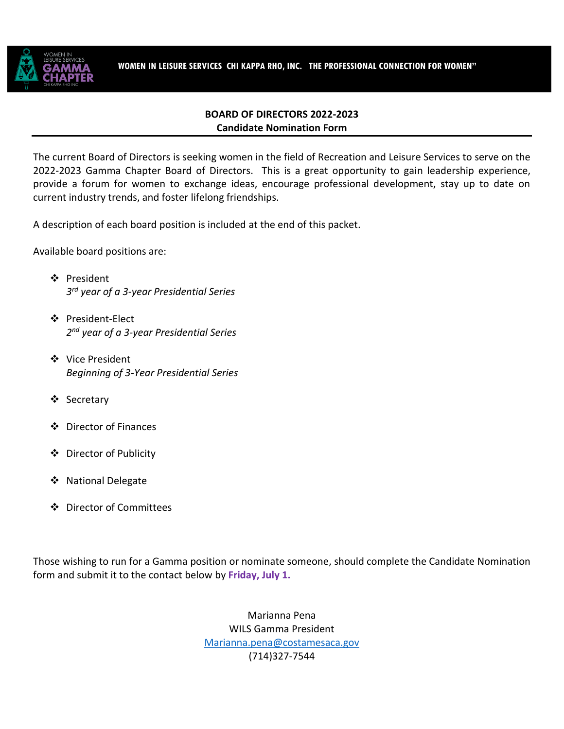WOMEN IN LEISURE SERVICES CHI KAPPA RHO, INC. THE PROFESSIONAL CONNECTION FOR WOMEN"

## BOARD OF DIRECTORS 2022-2023
## Candidate Nomination Form

The current Board of Directors is seeking women in the field of Recreation and Leisure Services to serve on the 2022-2023 Gamma Chapter Board of Directors. This is a great opportunity to gain leadership experience, provide a forum for women to exchange ideas, encourage professional development, stay up to date on current industry trends, and foster lifelong friendships.

A description of each board position is included at the end of this packet.

Available board positions are:

- President
  *3rd year of a 3-year Presidential Series*
- President-Elect
  *2nd year of a 3-year Presidential Series*
- Vice President
  *Beginning of 3-Year Presidential Series*
- Secretary
- Director of Finances
- Director of Publicity
- National Delegate
- Director of Committees

Those wishing to run for a Gamma position or nominate someone, should complete the Candidate Nomination form and submit it to the contact below by **Friday, July 1.**

Marianna Pena
WILS Gamma President
Marianna.pena@costamesaca.gov
(714)327-7544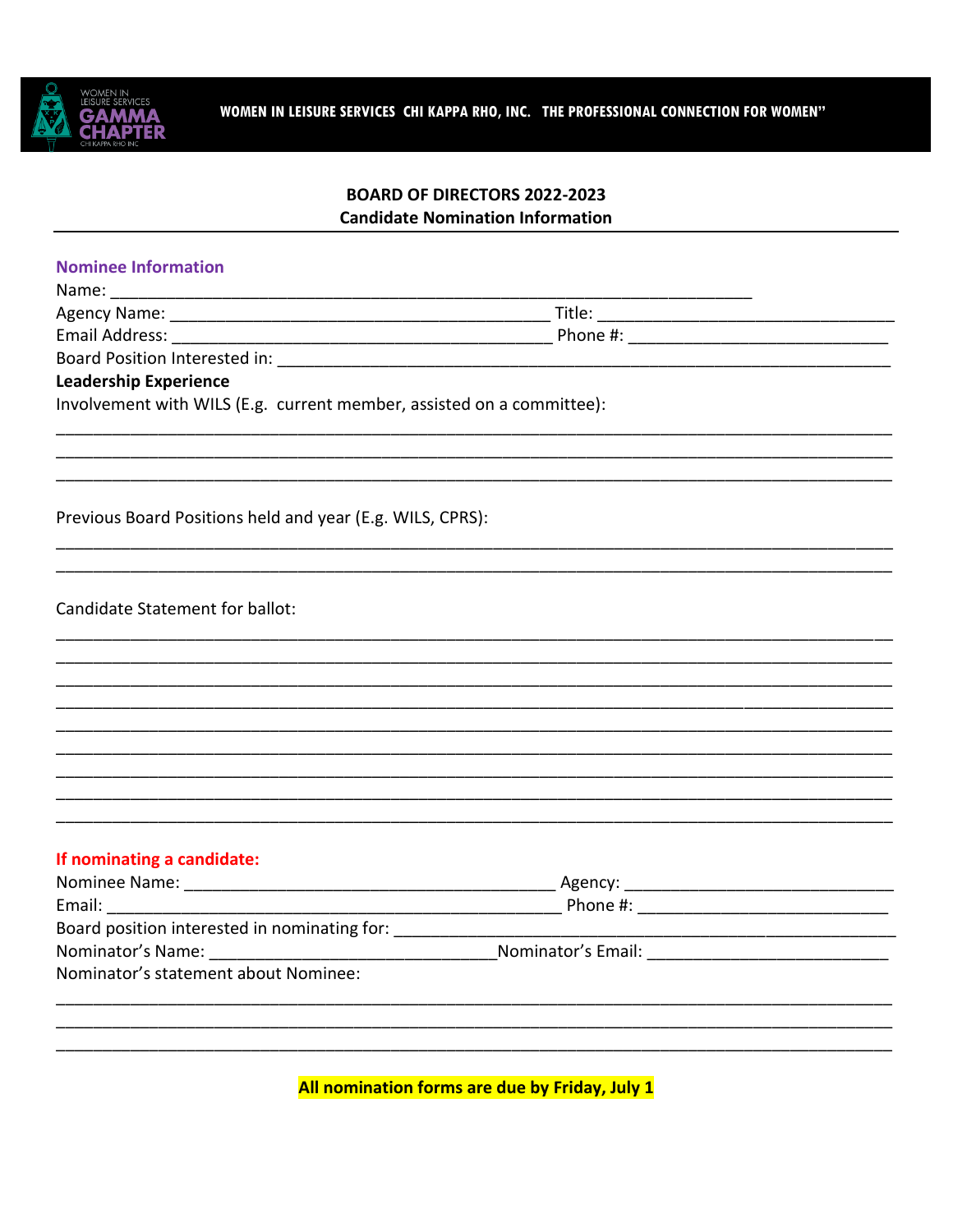WOMEN IN LEISURE SERVICES CHI KAPPA RHO, INC. THE PROFESSIONAL CONNECTION FOR WOMEN"

## BOARD OF DIRECTORS 2022-2023
### Candidate Nomination Information

**Nominee Information**

Name: ______________________________________________________________

Agency Name: ____________________________________ Title: ___________________________

Email Address: ____________________________________ Phone #: _______________________

Board Position Interested in: ________________________________________________________

**Leadership Experience**

Involvement with WILS (E.g. current member, assisted on a committee):

_____________________________________________________________________________

_____________________________________________________________________________

_____________________________________________________________________________

Previous Board Positions held and year (E.g. WILS, CPRS):

_____________________________________________________________________________

_____________________________________________________________________________

Candidate Statement for ballot:

_____________________________________________________________________________

_____________________________________________________________________________

_____________________________________________________________________________

_____________________________________________________________________________

_____________________________________________________________________________

_____________________________________________________________________________

_____________________________________________________________________________

_____________________________________________________________________________

_____________________________________________________________________________

**If nominating a candidate:**

Nominee Name: ____________________________________ Agency: _________________________

Email: ____________________________________________ Phone #: _______________________

Board position interested in nominating for: _________________________________________

Nominator's Name: ___________________________ Nominator's Email: ______________________

Nominator's statement about Nominee:

_____________________________________________________________________________

_____________________________________________________________________________

_____________________________________________________________________________

**All nomination forms are due by Friday, July 1**